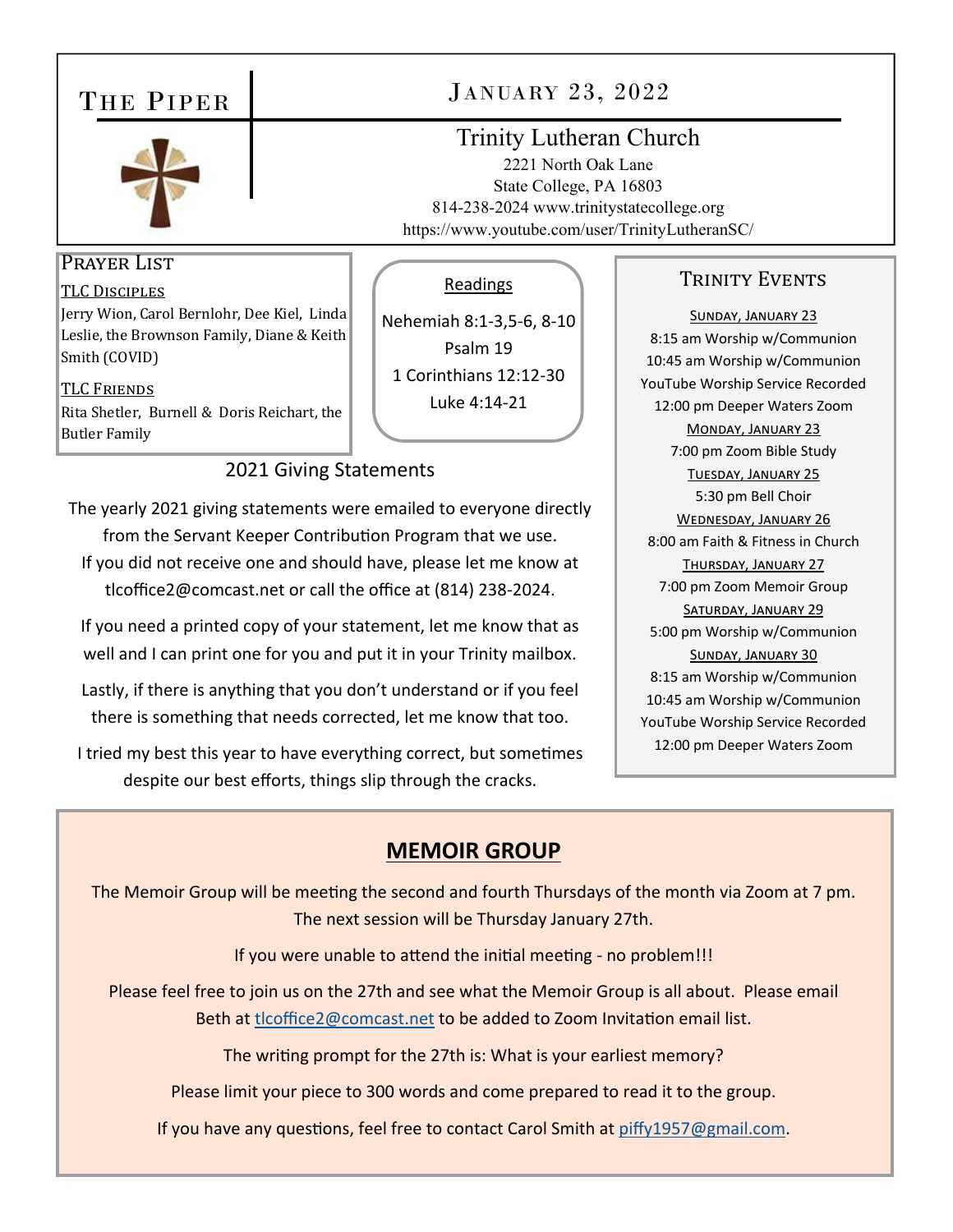# The Piper

## January 23, 2022

### Trinity Lutheran Church

2221 North Oak Lane
State College, PA 16803
814-238-2024 www.trinitystatecollege.org
https://www.youtube.com/user/TrinityLutheranSC/

## Prayer List

**TLC Disciples**

Jerry Wion, Carol Bernlohr, Dee Kiel, Linda Leslie, the Brownson Family, Diane & Keith Smith (COVID)

**TLC Friends**

Rita Shetler, Burnell & Doris Reichart, the Butler Family

## Readings

Nehemiah 8:1-3,5-6, 8-10
Psalm 19
1 Corinthians 12:12-30
Luke 4:14-21

## 2021 Giving Statements

The yearly 2021 giving statements were emailed to everyone directly from the Servant Keeper Contribution Program that we use. If you did not receive one and should have, please let me know at tlcoffice2@comcast.net or call the office at (814) 238-2024.

If you need a printed copy of your statement, let me know that as well and I can print one for you and put it in your Trinity mailbox.

Lastly, if there is anything that you don't understand or if you feel there is something that needs corrected, let me know that too.

I tried my best this year to have everything correct, but sometimes despite our best efforts, things slip through the cracks.

## Trinity Events

**Sunday, January 23**
8:15 am Worship w/Communion
10:45 am Worship w/Communion
YouTube Worship Service Recorded
12:00 pm Deeper Waters Zoom

**Monday, January 23**
7:00 pm Zoom Bible Study

**Tuesday, January 25**
5:30 pm Bell Choir

**Wednesday, January 26**
8:00 am Faith & Fitness in Church

**Thursday, January 27**
7:00 pm Zoom Memoir Group

**Saturday, January 29**
5:00 pm Worship w/Communion

**Sunday, January 30**
8:15 am Worship w/Communion
10:45 am Worship w/Communion
YouTube Worship Service Recorded
12:00 pm Deeper Waters Zoom

## MEMOIR GROUP

The Memoir Group will be meeting the second and fourth Thursdays of the month via Zoom at 7 pm. The next session will be Thursday January 27th.

If you were unable to attend the initial meeting - no problem!!!

Please feel free to join us on the 27th and see what the Memoir Group is all about. Please email Beth at tlcoffice2@comcast.net to be added to Zoom Invitation email list.

The writing prompt for the 27th is: What is your earliest memory?

Please limit your piece to 300 words and come prepared to read it to the group.

If you have any questions, feel free to contact Carol Smith at piffy1957@gmail.com.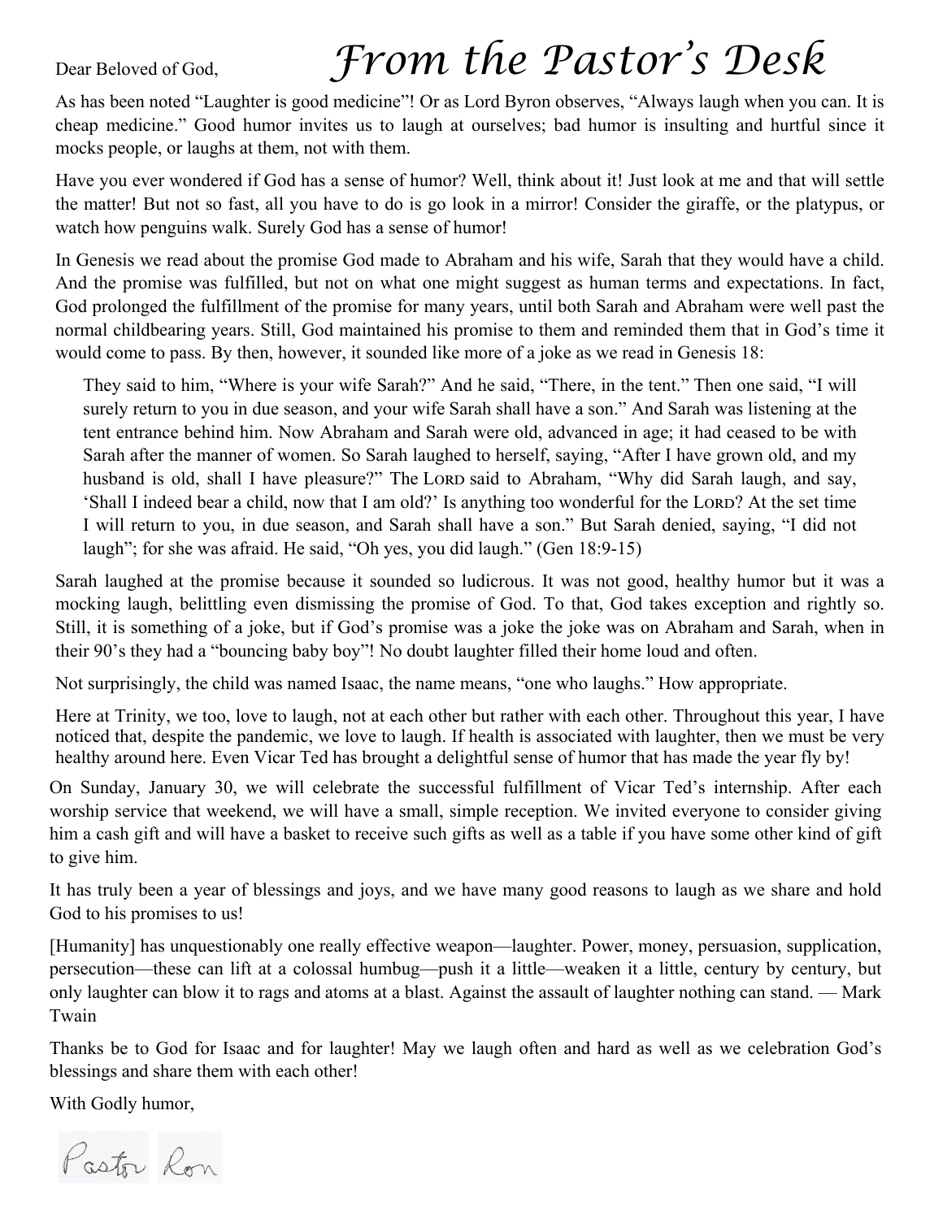# From the Pastor's Desk

Dear Beloved of God,

As has been noted "Laughter is good medicine"! Or as Lord Byron observes, "Always laugh when you can. It is cheap medicine." Good humor invites us to laugh at ourselves; bad humor is insulting and hurtful since it mocks people, or laughs at them, not with them.

Have you ever wondered if God has a sense of humor? Well, think about it! Just look at me and that will settle the matter! But not so fast, all you have to do is go look in a mirror! Consider the giraffe, or the platypus, or watch how penguins walk. Surely God has a sense of humor!

In Genesis we read about the promise God made to Abraham and his wife, Sarah that they would have a child. And the promise was fulfilled, but not on what one might suggest as human terms and expectations. In fact, God prolonged the fulfillment of the promise for many years, until both Sarah and Abraham were well past the normal childbearing years. Still, God maintained his promise to them and reminded them that in God's time it would come to pass. By then, however, it sounded like more of a joke as we read in Genesis 18:

> They said to him, "Where is your wife Sarah?" And he said, "There, in the tent." Then one said, "I will surely return to you in due season, and your wife Sarah shall have a son." And Sarah was listening at the tent entrance behind him. Now Abraham and Sarah were old, advanced in age; it had ceased to be with Sarah after the manner of women. So Sarah laughed to herself, saying, "After I have grown old, and my husband is old, shall I have pleasure?" The LORD said to Abraham, "Why did Sarah laugh, and say, 'Shall I indeed bear a child, now that I am old?' Is anything too wonderful for the LORD? At the set time I will return to you, in due season, and Sarah shall have a son." But Sarah denied, saying, "I did not laugh"; for she was afraid. He said, "Oh yes, you did laugh." (Gen 18:9-15)

Sarah laughed at the promise because it sounded so ludicrous. It was not good, healthy humor but it was a mocking laugh, belittling even dismissing the promise of God. To that, God takes exception and rightly so. Still, it is something of a joke, but if God's promise was a joke the joke was on Abraham and Sarah, when in their 90's they had a "bouncing baby boy"! No doubt laughter filled their home loud and often.

Not surprisingly, the child was named Isaac, the name means, "one who laughs." How appropriate.

Here at Trinity, we too, love to laugh, not at each other but rather with each other. Throughout this year, I have noticed that, despite the pandemic, we love to laugh. If health is associated with laughter, then we must be very healthy around here. Even Vicar Ted has brought a delightful sense of humor that has made the year fly by!

On Sunday, January 30, we will celebrate the successful fulfillment of Vicar Ted's internship. After each worship service that weekend, we will have a small, simple reception. We invited everyone to consider giving him a cash gift and will have a basket to receive such gifts as well as a table if you have some other kind of gift to give him.

It has truly been a year of blessings and joys, and we have many good reasons to laugh as we share and hold God to his promises to us!

[Humanity] has unquestionably one really effective weapon—laughter. Power, money, persuasion, supplication, persecution—these can lift at a colossal humbug—push it a little—weaken it a little, century by century, but only laughter can blow it to rags and atoms at a blast. Against the assault of laughter nothing can stand. — Mark Twain

Thanks be to God for Isaac and for laughter! May we laugh often and hard as well as we celebration God's blessings and share them with each other!

With Godly humor,

Pastor Ron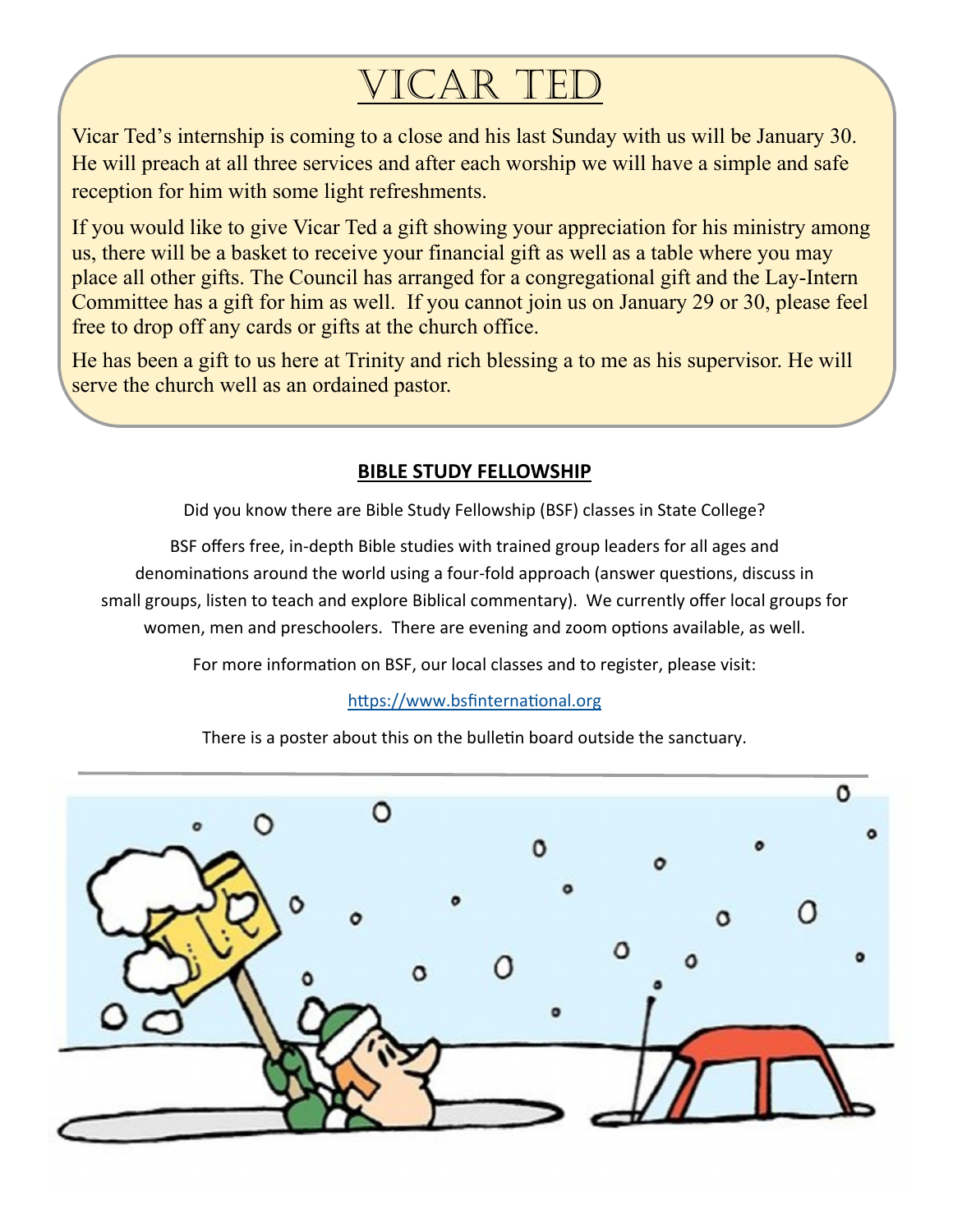# Vicar Ted

Vicar Ted's internship is coming to a close and his last Sunday with us will be January 30. He will preach at all three services and after each worship we will have a simple and safe reception for him with some light refreshments.

If you would like to give Vicar Ted a gift showing your appreciation for his ministry among us, there will be a basket to receive your financial gift as well as a table where you may place all other gifts. The Council has arranged for a congregational gift and the Lay-Intern Committee has a gift for him as well. If you cannot join us on January 29 or 30, please feel free to drop off any cards or gifts at the church office.

He has been a gift to us here at Trinity and rich blessing a to me as his supervisor. He will serve the church well as an ordained pastor.

## BIBLE STUDY FELLOWSHIP

Did you know there are Bible Study Fellowship (BSF) classes in State College?

BSF offers free, in-depth Bible studies with trained group leaders for all ages and denominations around the world using a four-fold approach (answer questions, discuss in small groups, listen to teach and explore Biblical commentary). We currently offer local groups for women, men and preschoolers. There are evening and zoom options available, as well.

For more information on BSF, our local classes and to register, please visit:

https://www.bsfinternational.org

There is a poster about this on the bulletin board outside the sanctuary.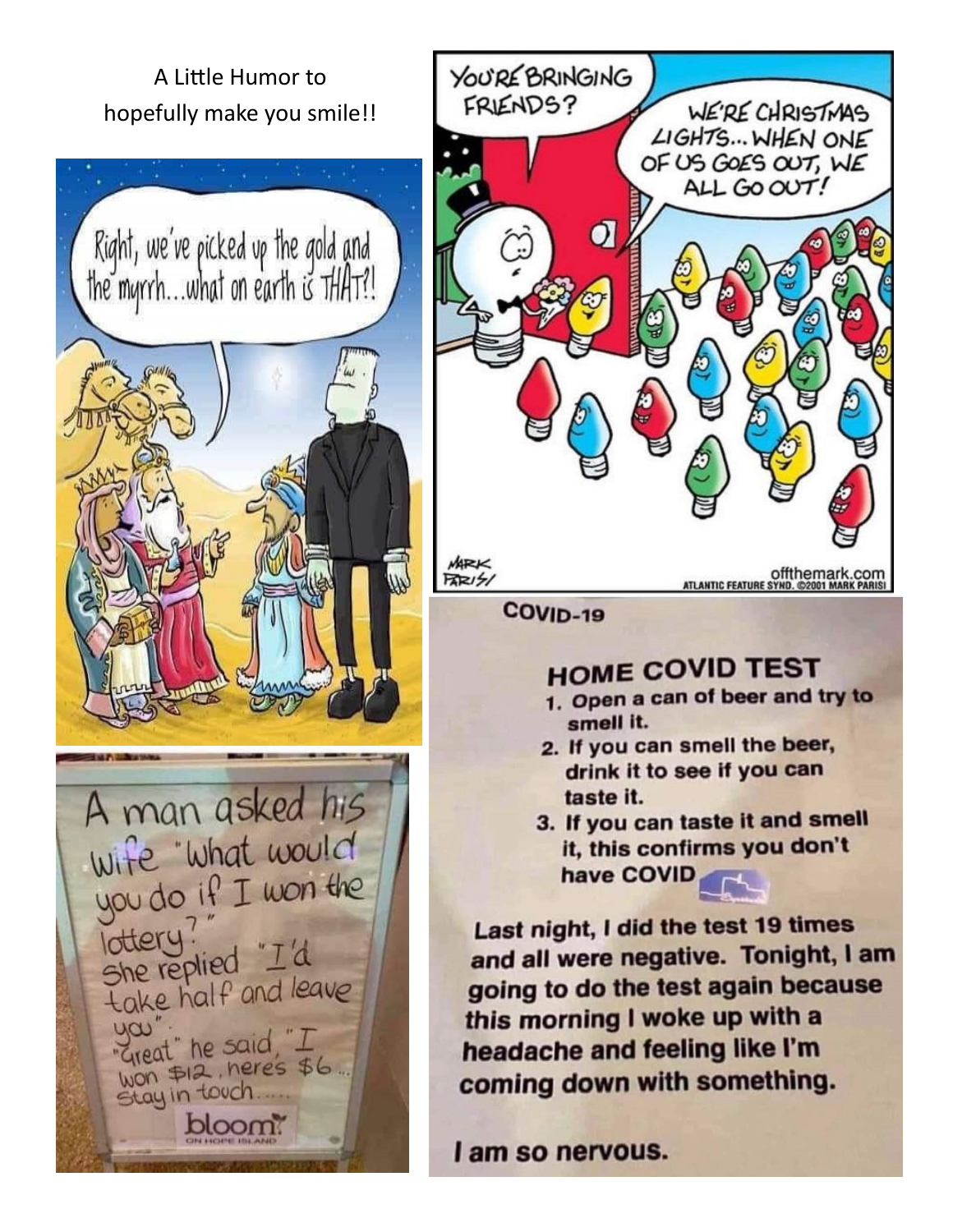A Little Humor to hopefully make you smile!!

Right, we've picked up the gold and the myrrh...what on earth is THAT?!

YOU'RE BRINGING FRIENDS?

WE'RE CHRISTMAS LIGHTS... WHEN ONE OF US GOES OUT, WE ALL GO OUT!

MARK PARISI

offthemark.com
ATLANTIC FEATURE SYND. ©2001 MARK PARISI

A man asked his wife "What would you do if I won the lottery?" She replied "I'd take half and leave you". "Great" he said, "I won $12, here's $6... Stay in touch....

bloom
ON HOPE ISLAND

COVID-19

**HOME COVID TEST**

1. **Open a can of beer and try to smell it.**
2. **If you can smell the beer, drink it to see if you can taste it.**
3. **If you can taste it and smell it, this confirms you don't have COVID**

**Last night, I did the test 19 times and all were negative. Tonight, I am going to do the test again because this morning I woke up with a headache and feeling like I'm coming down with something.**

**I am so nervous.**